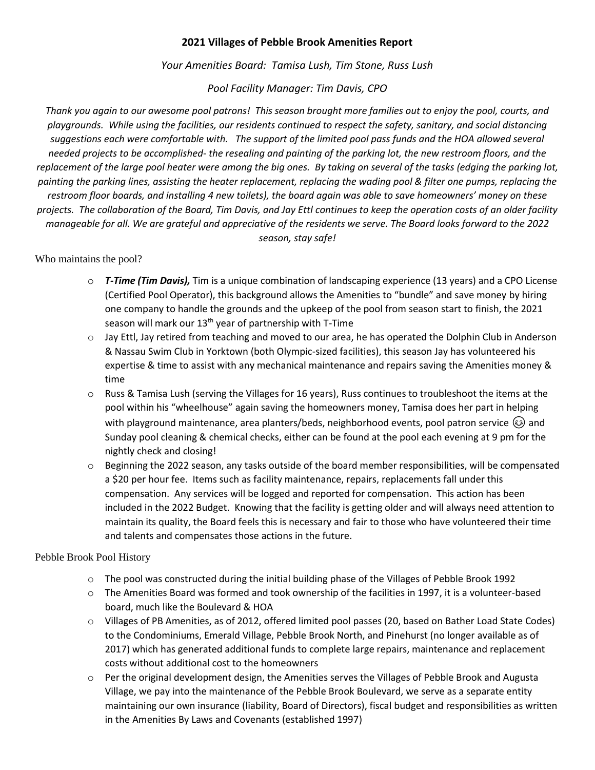# 2021 Villages of Pebble Brook Amenities Report

*Your Amenities Board: Tamisa Lush, Tim Stone, Russ Lush*

*Pool Facility Manager: Tim Davis, CPO*

*Thank you again to our awesome pool patrons! This season brought more families out to enjoy the pool, courts, and playgrounds. While using the facilities, our residents continued to respect the safety, sanitary, and social distancing suggestions each were comfortable with. The support of the limited pool pass funds and the HOA allowed several needed projects to be accomplished- the resealing and painting of the parking lot, the new restroom floors, and the replacement of the large pool heater were among the big ones. By taking on several of the tasks (edging the parking lot, painting the parking lines, assisting the heater replacement, replacing the wading pool & filter one pumps, replacing the restroom floor boards, and installing 4 new toilets), the board again was able to save homeowners' money on these projects. The collaboration of the Board, Tim Davis, and Jay Ettl continues to keep the operation costs of an older facility manageable for all. We are grateful and appreciative of the residents we serve. The Board looks forward to the 2022 season, stay safe!*

## Who maintains the pool?

- ***T-Time (Tim Davis),*** Tim is a unique combination of landscaping experience (13 years) and a CPO License (Certified Pool Operator), this background allows the Amenities to "bundle" and save money by hiring one company to handle the grounds and the upkeep of the pool from season start to finish, the 2021 season will mark our 13th year of partnership with T-Time
- Jay Ettl, Jay retired from teaching and moved to our area, he has operated the Dolphin Club in Anderson & Nassau Swim Club in Yorktown (both Olympic-sized facilities), this season Jay has volunteered his expertise & time to assist with any mechanical maintenance and repairs saving the Amenities money & time
- Russ & Tamisa Lush (serving the Villages for 16 years), Russ continues to troubleshoot the items at the pool within his "wheelhouse" again saving the homeowners money, Tamisa does her part in helping with playground maintenance, area planters/beds, neighborhood events, pool patron service 😊 and Sunday pool cleaning & chemical checks, either can be found at the pool each evening at 9 pm for the nightly check and closing!
- Beginning the 2022 season, any tasks outside of the board member responsibilities, will be compensated a $20 per hour fee. Items such as facility maintenance, repairs, replacements fall under this compensation. Any services will be logged and reported for compensation. This action has been included in the 2022 Budget. Knowing that the facility is getting older and will always need attention to maintain its quality, the Board feels this is necessary and fair to those who have volunteered their time and talents and compensates those actions in the future.

## Pebble Brook Pool History

- The pool was constructed during the initial building phase of the Villages of Pebble Brook 1992
- The Amenities Board was formed and took ownership of the facilities in 1997, it is a volunteer-based board, much like the Boulevard & HOA
- Villages of PB Amenities, as of 2012, offered limited pool passes (20, based on Bather Load State Codes) to the Condominiums, Emerald Village, Pebble Brook North, and Pinehurst (no longer available as of 2017) which has generated additional funds to complete large repairs, maintenance and replacement costs without additional cost to the homeowners
- Per the original development design, the Amenities serves the Villages of Pebble Brook and Augusta Village, we pay into the maintenance of the Pebble Brook Boulevard, we serve as a separate entity maintaining our own insurance (liability, Board of Directors), fiscal budget and responsibilities as written in the Amenities By Laws and Covenants (established 1997)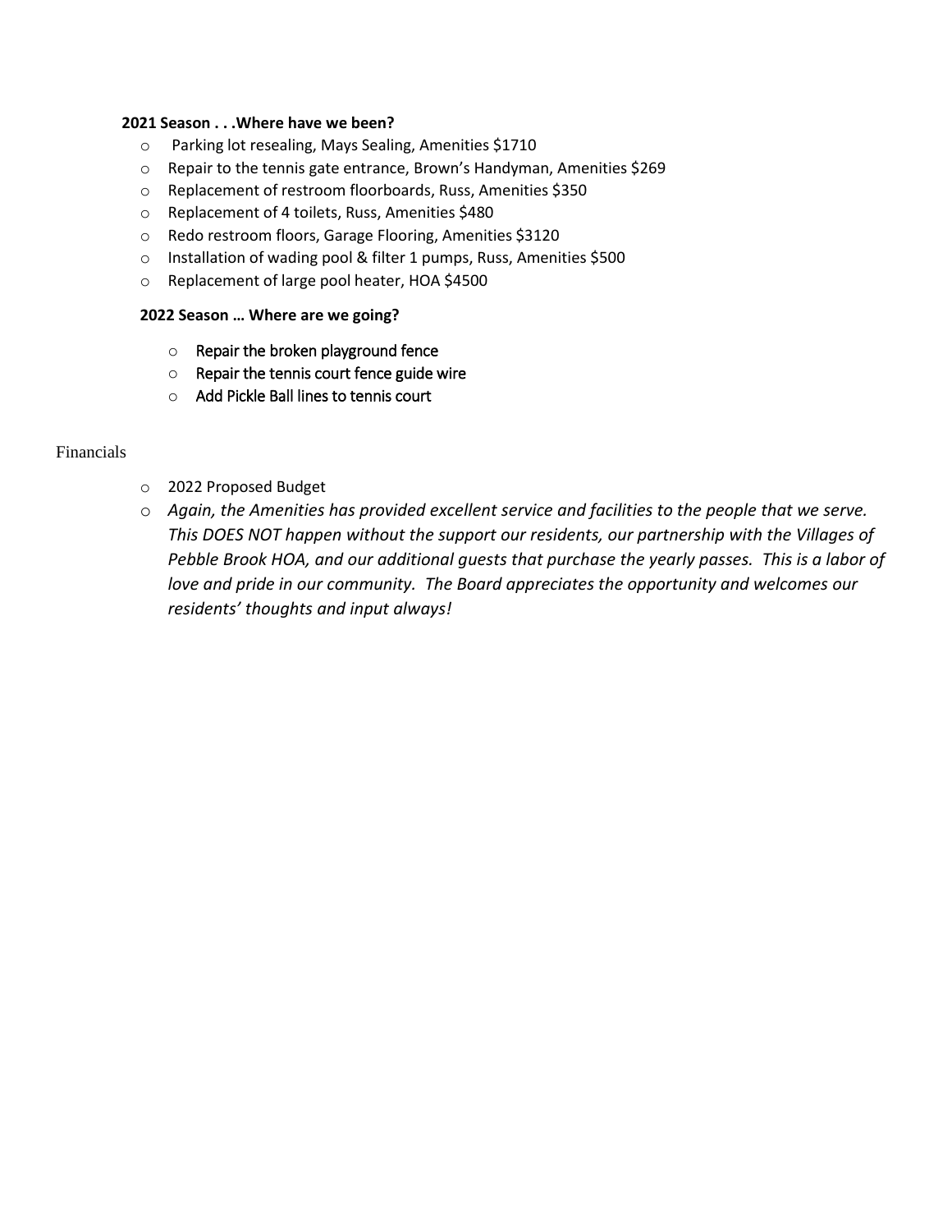**2021 Season . . .Where have we been?**

- Parking lot resealing, Mays Sealing, Amenities $1710
- Repair to the tennis gate entrance, Brown's Handyman, Amenities $269
- Replacement of restroom floorboards, Russ, Amenities $350
- Replacement of 4 toilets, Russ, Amenities $480
- Redo restroom floors, Garage Flooring, Amenities $3120
- Installation of wading pool & filter 1 pumps, Russ, Amenities $500
- Replacement of large pool heater, HOA $4500

**2022 Season … Where are we going?**

- Repair the broken playground fence
- Repair the tennis court fence guide wire
- Add Pickle Ball lines to tennis court

Financials

- 2022 Proposed Budget
- *Again, the Amenities has provided excellent service and facilities to the people that we serve. This DOES NOT happen without the support our residents, our partnership with the Villages of Pebble Brook HOA, and our additional guests that purchase the yearly passes. This is a labor of love and pride in our community. The Board appreciates the opportunity and welcomes our residents' thoughts and input always!*